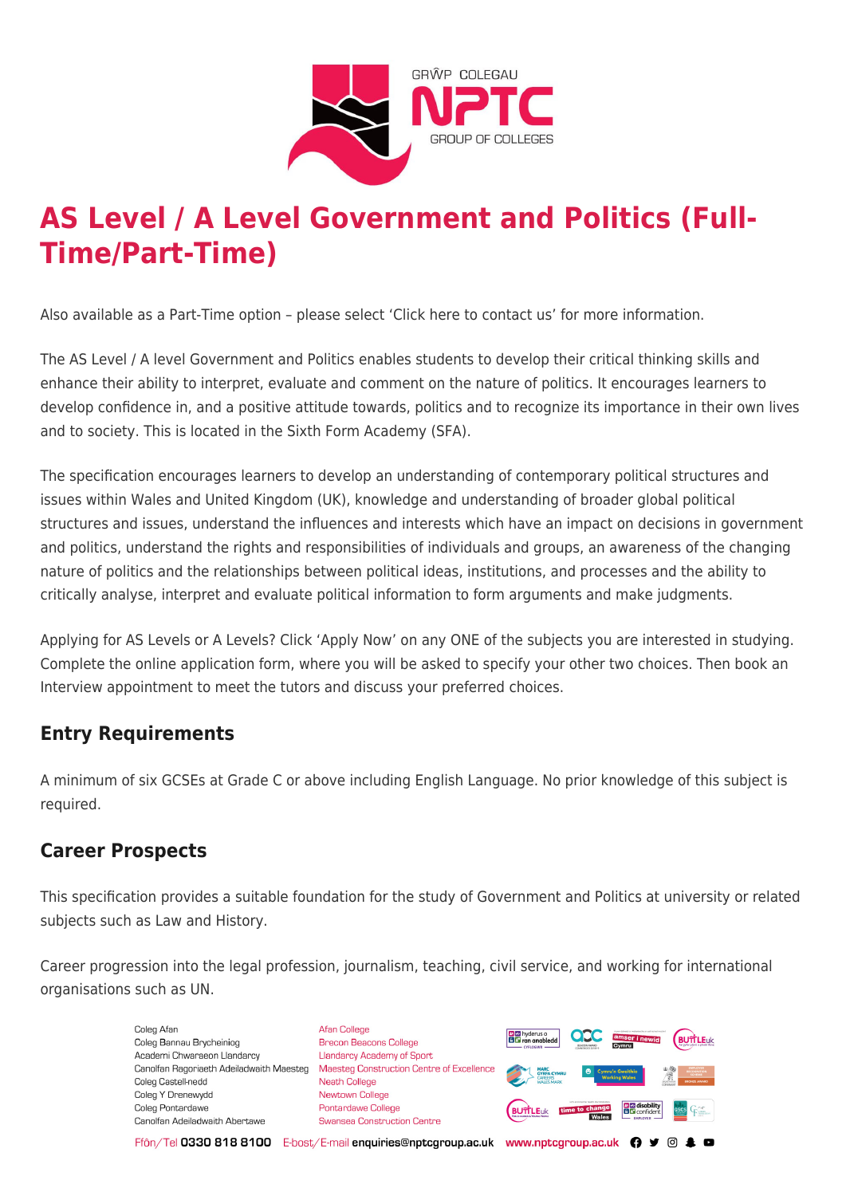# AS Level / A Level Government and Politics (Full-Time/Part-Time)

Also available as a Part-Time option – please select 'Click here to contact us' for more information.

The AS Level / A level Government and Politics enables students to develop their critical thinking skills and enhance their ability to interpret, evaluate and comment on the nature of politics. It encourages learners to develop confidence in, and a positive attitude towards, politics and to recognize its importance in their own lives and to society. This is located in the Sixth Form Academy (SFA).

The specification encourages learners to develop an understanding of contemporary political structures and issues within Wales and United Kingdom (UK), knowledge and understanding of broader global political structures and issues, understand the influences and interests which have an impact on decisions in government and politics, understand the rights and responsibilities of individuals and groups, an awareness of the changing nature of politics and the relationships between political ideas, institutions, and processes and the ability to critically analyse, interpret and evaluate political information to form arguments and make judgments.

Applying for AS Levels or A Levels? Click 'Apply Now' on any ONE of the subjects you are interested in studying. Complete the online application form, where you will be asked to specify your other two choices. Then book an Interview appointment to meet the tutors and discuss your preferred choices.

## Entry Requirements

A minimum of six GCSEs at Grade C or above including English Language. No prior knowledge of this subject is required.

## Career Prospects

This specification provides a suitable foundation for the study of Government and Politics at university or related subjects such as Law and History.

Career progression into the legal profession, journalism, teaching, civil service, and working for international organisations such as UN.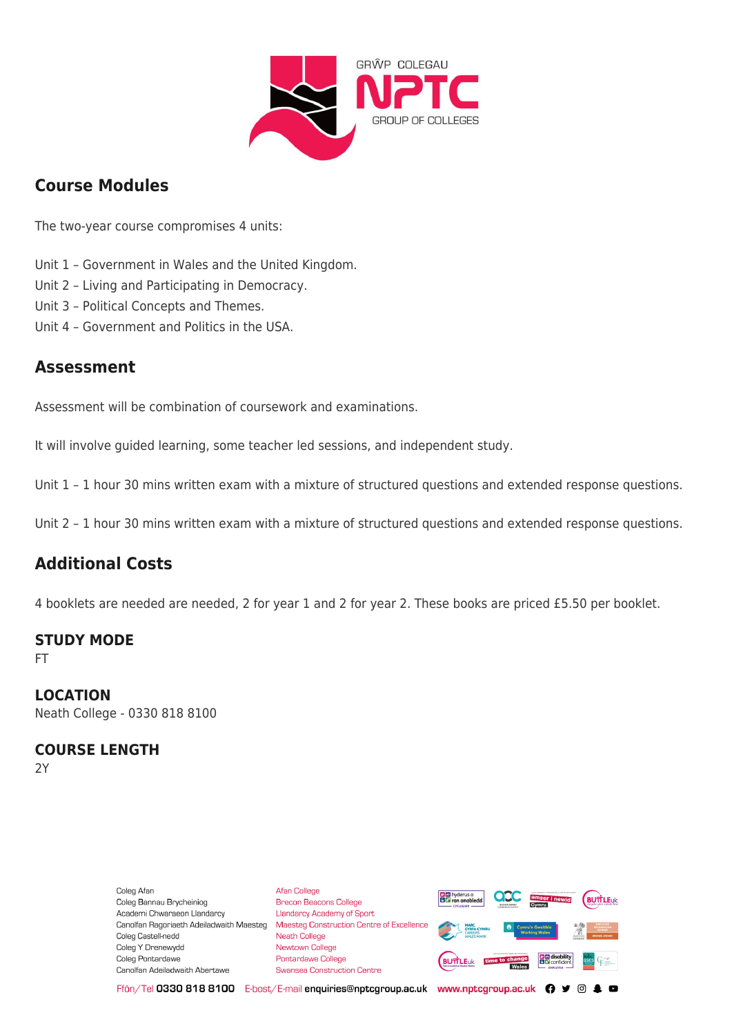## Course Modules

The two-year course compromises 4 units:

Unit 1 – Government in Wales and the United Kingdom.
Unit 2 – Living and Participating in Democracy.
Unit 3 – Political Concepts and Themes.
Unit 4 – Government and Politics in the USA.

## Assessment

Assessment will be combination of coursework and examinations.

It will involve guided learning, some teacher led sessions, and independent study.

Unit 1 – 1 hour 30 mins written exam with a mixture of structured questions and extended response questions.

Unit 2 – 1 hour 30 mins written exam with a mixture of structured questions and extended response questions.

## Additional Costs

4 booklets are needed are needed, 2 for year 1 and 2 for year 2. These books are priced £5.50 per booklet.

### STUDY MODE
FT

### LOCATION
Neath College - 0330 818 8100

### COURSE LENGTH
2Y